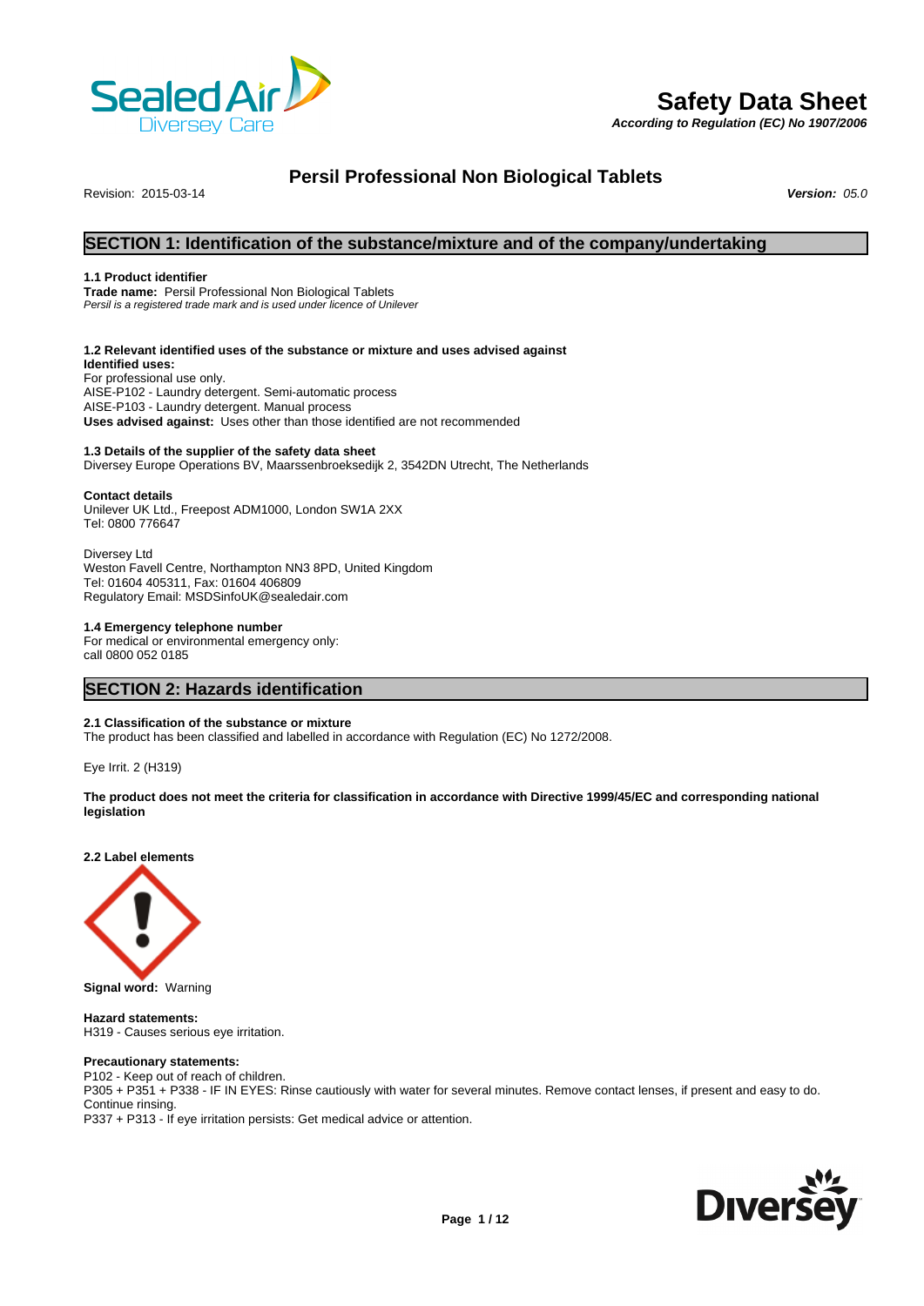# Safety Data Sheet

***According to Regulation (EC) No 1907/2006***

## Persil Professional Non Biological Tablets

Revision: 2015-03-14

***Version:*** *05.0*

## SECTION 1: Identification of the substance/mixture and of the company/undertaking

**1.1 Product identifier**

**Trade name:** Persil Professional Non Biological Tablets

*Persil is a registered trade mark and is used under licence of Unilever*

**1.2 Relevant identified uses of the substance or mixture and uses advised against**

**Identified uses:**

For professional use only.

AISE-P102 - Laundry detergent. Semi-automatic process

AISE-P103 - Laundry detergent. Manual process

**Uses advised against:** Uses other than those identified are not recommended

**1.3 Details of the supplier of the safety data sheet**

Diversey Europe Operations BV, Maarssenbroeksedijk 2, 3542DN Utrecht, The Netherlands

**Contact details**

Unilever UK Ltd., Freepost ADM1000, London SW1A 2XX

Tel: 0800 776647

Diversey Ltd

Weston Favell Centre, Northampton NN3 8PD, United Kingdom

Tel: 01604 405311, Fax: 01604 406809

Regulatory Email: MSDSinfoUK@sealedair.com

**1.4 Emergency telephone number**

For medical or environmental emergency only:

call 0800 052 0185

## SECTION 2: Hazards identification

**2.1 Classification of the substance or mixture**

The product has been classified and labelled in accordance with Regulation (EC) No 1272/2008.

Eye Irrit. 2 (H319)

**The product does not meet the criteria for classification in accordance with Directive 1999/45/EC and corresponding national legislation**

**2.2 Label elements**

**Signal word:** Warning

**Hazard statements:**

H319 - Causes serious eye irritation.

**Precautionary statements:**

P102 - Keep out of reach of children.

P305 + P351 + P338 - IF IN EYES: Rinse cautiously with water for several minutes. Remove contact lenses, if present and easy to do. Continue rinsing.

P337 + P313 - If eye irritation persists: Get medical advice or attention.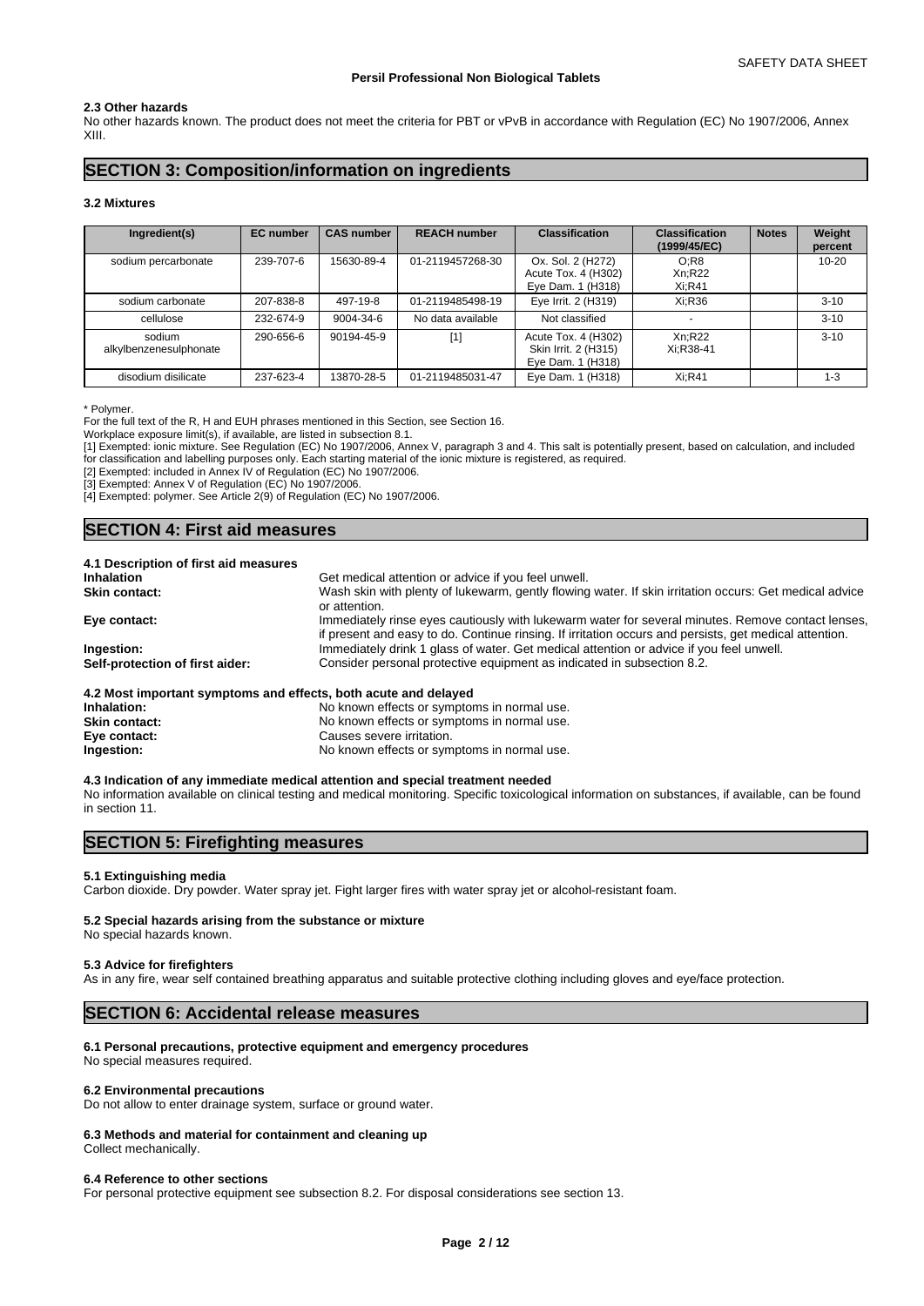### 2.3 Other hazards

No other hazards known. The product does not meet the criteria for PBT or vPvB in accordance with Regulation (EC) No 1907/2006, Annex XIII.

## SECTION 3: Composition/information on ingredients

### 3.2 Mixtures

| Ingredient(s) | EC number | CAS number | REACH number | Classification | Classification (1999/45/EC) | Notes | Weight percent |
|---|---|---|---|---|---|---|---|
| sodium percarbonate | 239-707-6 | 15630-89-4 | 01-2119457268-30 | Ox. Sol. 2 (H272) Acute Tox. 4 (H302) Eye Dam. 1 (H318) | O;R8 Xn;R22 Xi;R41 | | 10-20 |
| sodium carbonate | 207-838-8 | 497-19-8 | 01-2119485498-19 | Eye Irrit. 2 (H319) | Xi;R36 | | 3-10 |
| cellulose | 232-674-9 | 9004-34-6 | No data available | Not classified | - | | 3-10 |
| sodium alkylbenzenesulphonate | 290-656-6 | 90194-45-9 | [1] | Acute Tox. 4 (H302) Skin Irrit. 2 (H315) Eye Dam. 1 (H318) | Xn;R22 Xi;R38-41 | | 3-10 |
| disodium disilicate | 237-623-4 | 13870-28-5 | 01-2119485031-47 | Eye Dam. 1 (H318) | Xi;R41 | | 1-3 |

* Polymer.

For the full text of the R, H and EUH phrases mentioned in this Section, see Section 16.

Workplace exposure limit(s), if available, are listed in subsection 8.1.

[1] Exempted: ionic mixture. See Regulation (EC) No 1907/2006, Annex V, paragraph 3 and 4. This salt is potentially present, based on calculation, and included for classification and labelling purposes only. Each starting material of the ionic mixture is registered, as required.

[2] Exempted: included in Annex IV of Regulation (EC) No 1907/2006.

[3] Exempted: Annex V of Regulation (EC) No 1907/2006.

[4] Exempted: polymer. See Article 2(9) of Regulation (EC) No 1907/2006.

## SECTION 4: First aid measures

### 4.1 Description of first aid measures

**Inhalation** Get medical attention or advice if you feel unwell.

**Skin contact:** Wash skin with plenty of lukewarm, gently flowing water. If skin irritation occurs: Get medical advice or attention.

**Eye contact:** Immediately rinse eyes cautiously with lukewarm water for several minutes. Remove contact lenses, if present and easy to do. Continue rinsing. If irritation occurs and persists, get medical attention.

**Ingestion:** Immediately drink 1 glass of water. Get medical attention or advice if you feel unwell.

**Self-protection of first aider:** Consider personal protective equipment as indicated in subsection 8.2.

### 4.2 Most important symptoms and effects, both acute and delayed

**Inhalation:** No known effects or symptoms in normal use.

**Skin contact:** No known effects or symptoms in normal use.

**Eye contact:** Causes severe irritation.

**Ingestion:** No known effects or symptoms in normal use.

### 4.3 Indication of any immediate medical attention and special treatment needed

No information available on clinical testing and medical monitoring. Specific toxicological information on substances, if available, can be found in section 11.

## SECTION 5: Firefighting measures

### 5.1 Extinguishing media

Carbon dioxide. Dry powder. Water spray jet. Fight larger fires with water spray jet or alcohol-resistant foam.

### 5.2 Special hazards arising from the substance or mixture

No special hazards known.

### 5.3 Advice for firefighters

As in any fire, wear self contained breathing apparatus and suitable protective clothing including gloves and eye/face protection.

## SECTION 6: Accidental release measures

### 6.1 Personal precautions, protective equipment and emergency procedures

No special measures required.

### 6.2 Environmental precautions

Do not allow to enter drainage system, surface or ground water.

### 6.3 Methods and material for containment and cleaning up

Collect mechanically.

### 6.4 Reference to other sections

For personal protective equipment see subsection 8.2. For disposal considerations see section 13.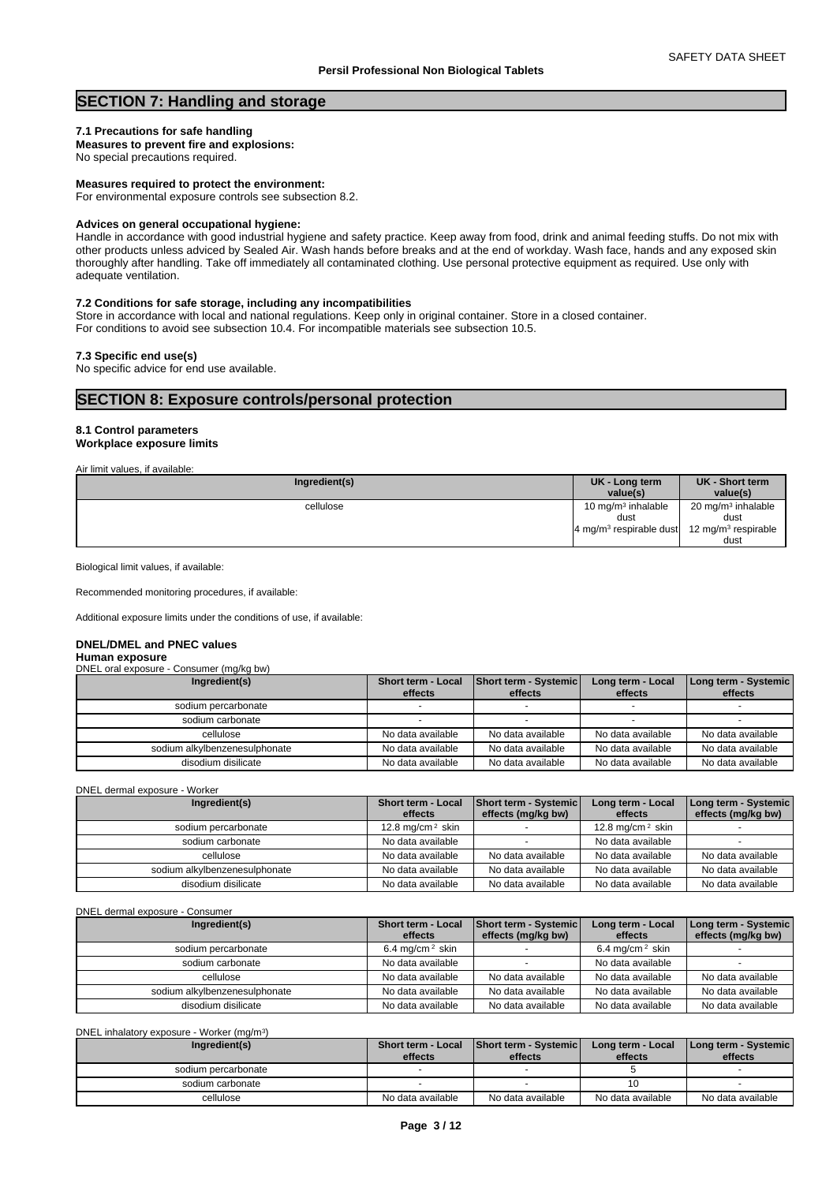## SECTION 7: Handling and storage

### 7.1 Precautions for safe handling

**Measures to prevent fire and explosions:**
No special precautions required.

**Measures required to protect the environment:**
For environmental exposure controls see subsection 8.2.

**Advices on general occupational hygiene:**
Handle in accordance with good industrial hygiene and safety practice. Keep away from food, drink and animal feeding stuffs. Do not mix with other products unless adviced by Sealed Air. Wash hands before breaks and at the end of workday. Wash face, hands and any exposed skin thoroughly after handling. Take off immediately all contaminated clothing. Use personal protective equipment as required. Use only with adequate ventilation.

### 7.2 Conditions for safe storage, including any incompatibilities

Store in accordance with local and national regulations. Keep only in original container. Store in a closed container.
For conditions to avoid see subsection 10.4. For incompatible materials see subsection 10.5.

### 7.3 Specific end use(s)

No specific advice for end use available.

## SECTION 8: Exposure controls/personal protection

### 8.1 Control parameters

**Workplace exposure limits**

Air limit values, if available:

| Ingredient(s) | UK - Long term value(s) | UK - Short term value(s) |
|---|---|---|
| cellulose | 10 mg/m³ inhalable dust<br>4 mg/m³ respirable dust | 20 mg/m³ inhalable dust<br>12 mg/m³ respirable dust |

Biological limit values, if available:

Recommended monitoring procedures, if available:

Additional exposure limits under the conditions of use, if available:

**DNEL/DMEL and PNEC values**

**Human exposure**

DNEL oral exposure - Consumer (mg/kg bw)

| Ingredient(s) | Short term - Local effects | Short term - Systemic effects | Long term - Local effects | Long term - Systemic effects |
|---|---|---|---|---|
| sodium percarbonate | - | - | - | - |
| sodium carbonate | - | - | - | - |
| cellulose | No data available | No data available | No data available | No data available |
| sodium alkylbenzenesulphonate | No data available | No data available | No data available | No data available |
| disodium disilicate | No data available | No data available | No data available | No data available |

DNEL dermal exposure - Worker

| Ingredient(s) | Short term - Local effects | Short term - Systemic effects (mg/kg bw) | Long term - Local effects | Long term - Systemic effects (mg/kg bw) |
|---|---|---|---|---|
| sodium percarbonate | 12.8 mg/cm² skin | - | 12.8 mg/cm² skin | - |
| sodium carbonate | No data available | - | No data available | - |
| cellulose | No data available | No data available | No data available | No data available |
| sodium alkylbenzenesulphonate | No data available | No data available | No data available | No data available |
| disodium disilicate | No data available | No data available | No data available | No data available |

DNEL dermal exposure - Consumer

| Ingredient(s) | Short term - Local effects | Short term - Systemic effects (mg/kg bw) | Long term - Local effects | Long term - Systemic effects (mg/kg bw) |
|---|---|---|---|---|
| sodium percarbonate | 6.4 mg/cm² skin | - | 6.4 mg/cm² skin | - |
| sodium carbonate | No data available | - | No data available | - |
| cellulose | No data available | No data available | No data available | No data available |
| sodium alkylbenzenesulphonate | No data available | No data available | No data available | No data available |
| disodium disilicate | No data available | No data available | No data available | No data available |

DNEL inhalatory exposure - Worker (mg/m³)

| Ingredient(s) | Short term - Local effects | Short term - Systemic effects | Long term - Local effects | Long term - Systemic effects |
|---|---|---|---|---|
| sodium percarbonate | - | - | 5 | - |
| sodium carbonate | - | - | 10 | - |
| cellulose | No data available | No data available | No data available | No data available |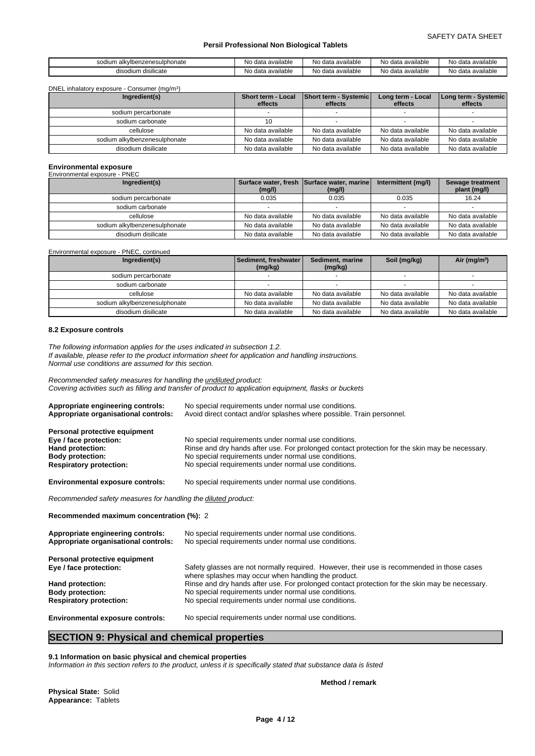| | | | | |
|---|---|---|---|---|
| sodium alkylbenzenesulphonate | No data available | No data available | No data available | No data available |
| disodium disilicate | No data available | No data available | No data available | No data available |

DNEL inhalatory exposure - Consumer (mg/m³)

| Ingredient(s) | Short term - Local effects | Short term - Systemic effects | Long term - Local effects | Long term - Systemic effects |
|---|---|---|---|---|
| sodium percarbonate | - | - | - | - |
| sodium carbonate | 10 | - | - | - |
| cellulose | No data available | No data available | No data available | No data available |
| sodium alkylbenzenesulphonate | No data available | No data available | No data available | No data available |
| disodium disilicate | No data available | No data available | No data available | No data available |

**Environmental exposure**

Environmental exposure - PNEC

| Ingredient(s) | Surface water, fresh (mg/l) | Surface water, marine (mg/l) | Intermittent (mg/l) | Sewage treatment plant (mg/l) |
|---|---|---|---|---|
| sodium percarbonate | 0.035 | 0.035 | 0.035 | 16.24 |
| sodium carbonate | - | - | - | - |
| cellulose | No data available | No data available | No data available | No data available |
| sodium alkylbenzenesulphonate | No data available | No data available | No data available | No data available |
| disodium disilicate | No data available | No data available | No data available | No data available |

Environmental exposure - PNEC, continued

| Ingredient(s) | Sediment, freshwater (mg/kg) | Sediment, marine (mg/kg) | Soil (mg/kg) | Air (mg/m³) |
|---|---|---|---|---|
| sodium percarbonate | - | - | - | - |
| sodium carbonate | - | - | - | - |
| cellulose | No data available | No data available | No data available | No data available |
| sodium alkylbenzenesulphonate | No data available | No data available | No data available | No data available |
| disodium disilicate | No data available | No data available | No data available | No data available |

### 8.2 Exposure controls

*The following information applies for the uses indicated in subsection 1.2.*
*If available, please refer to the product information sheet for application and handling instructions.*
*Normal use conditions are assumed for this section.*

*Recommended safety measures for handling the undiluted product:*
*Covering activities such as filling and transfer of product to application equipment, flasks or buckets*

**Appropriate engineering controls:** No special requirements under normal use conditions.
**Appropriate organisational controls:** Avoid direct contact and/or splashes where possible. Train personnel.

**Personal protective equipment**
**Eye / face protection:** No special requirements under normal use conditions.
**Hand protection:** Rinse and dry hands after use. For prolonged contact protection for the skin may be necessary.
**Body protection:** No special requirements under normal use conditions.
**Respiratory protection:** No special requirements under normal use conditions.

**Environmental exposure controls:** No special requirements under normal use conditions.

*Recommended safety measures for handling the diluted product:*

**Recommended maximum concentration (%):** 2

**Appropriate engineering controls:** No special requirements under normal use conditions.
**Appropriate organisational controls:** No special requirements under normal use conditions.

**Personal protective equipment**
**Eye / face protection:** Safety glasses are not normally required. However, their use is recommended in those cases where splashes may occur when handling the product.
**Hand protection:** Rinse and dry hands after use. For prolonged contact protection for the skin may be necessary.
**Body protection:** No special requirements under normal use conditions.
**Respiratory protection:** No special requirements under normal use conditions.

**Environmental exposure controls:** No special requirements under normal use conditions.

## SECTION 9: Physical and chemical properties

### 9.1 Information on basic physical and chemical properties

*Information in this section refers to the product, unless it is specifically stated that substance data is listed*

**Method / remark**

**Physical State:** Solid
**Appearance:** Tablets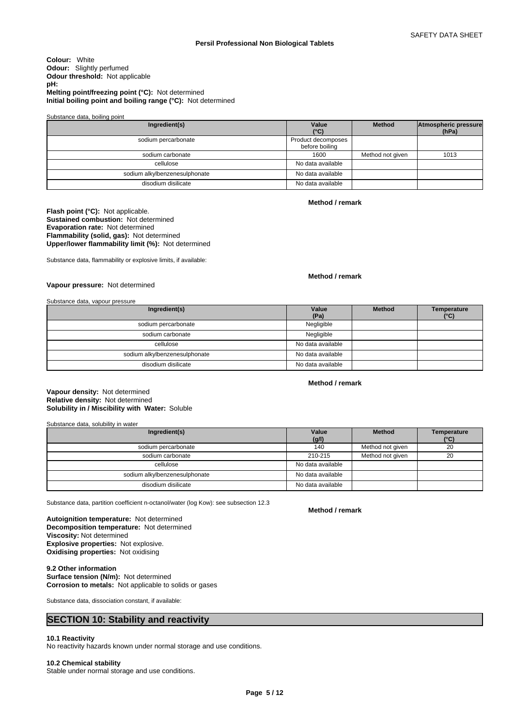**Colour:** White
**Odour:** Slightly perfumed
**Odour threshold:** Not applicable
**pH:**
**Melting point/freezing point (°C):** Not determined
**Initial boiling point and boiling range (°C):** Not determined

Substance data, boiling point

| Ingredient(s) | Value (°C) | Method | Atmospheric pressure (hPa) |
|---|---|---|---|
| sodium percarbonate | Product decomposes before boiling | | |
| sodium carbonate | 1600 | Method not given | 1013 |
| cellulose | No data available | | |
| sodium alkylbenzenesulphonate | No data available | | |
| disodium disilicate | No data available | | |

**Method / remark**

**Flash point (°C):** Not applicable.
**Sustained combustion:** Not determined
**Evaporation rate:** Not determined
**Flammability (solid, gas):** Not determined
**Upper/lower flammability limit (%):** Not determined

Substance data, flammability or explosive limits, if available:

**Method / remark**

**Vapour pressure:** Not determined

Substance data, vapour pressure

| Ingredient(s) | Value (Pa) | Method | Temperature (°C) |
|---|---|---|---|
| sodium percarbonate | Negligible | | |
| sodium carbonate | Negligible | | |
| cellulose | No data available | | |
| sodium alkylbenzenesulphonate | No data available | | |
| disodium disilicate | No data available | | |

**Method / remark**

**Vapour density:** Not determined
**Relative density:** Not determined
**Solubility in / Miscibility with Water:** Soluble

Substance data, solubility in water

| Ingredient(s) | Value (g/l) | Method | Temperature (°C) |
|---|---|---|---|
| sodium percarbonate | 140 | Method not given | 20 |
| sodium carbonate | 210-215 | Method not given | 20 |
| cellulose | No data available | | |
| sodium alkylbenzenesulphonate | No data available | | |
| disodium disilicate | No data available | | |

Substance data, partition coefficient n-octanol/water (log Kow): see subsection 12.3

**Method / remark**

**Autoignition temperature:** Not determined
**Decomposition temperature:** Not determined
**Viscosity:** Not determined
**Explosive properties:** Not explosive.
**Oxidising properties:** Not oxidising

**9.2 Other information**
**Surface tension (N/m):** Not determined
**Corrosion to metals:** Not applicable to solids or gases

Substance data, dissociation constant, if available:

## SECTION 10: Stability and reactivity

**10.1 Reactivity**
No reactivity hazards known under normal storage and use conditions.

**10.2 Chemical stability**
Stable under normal storage and use conditions.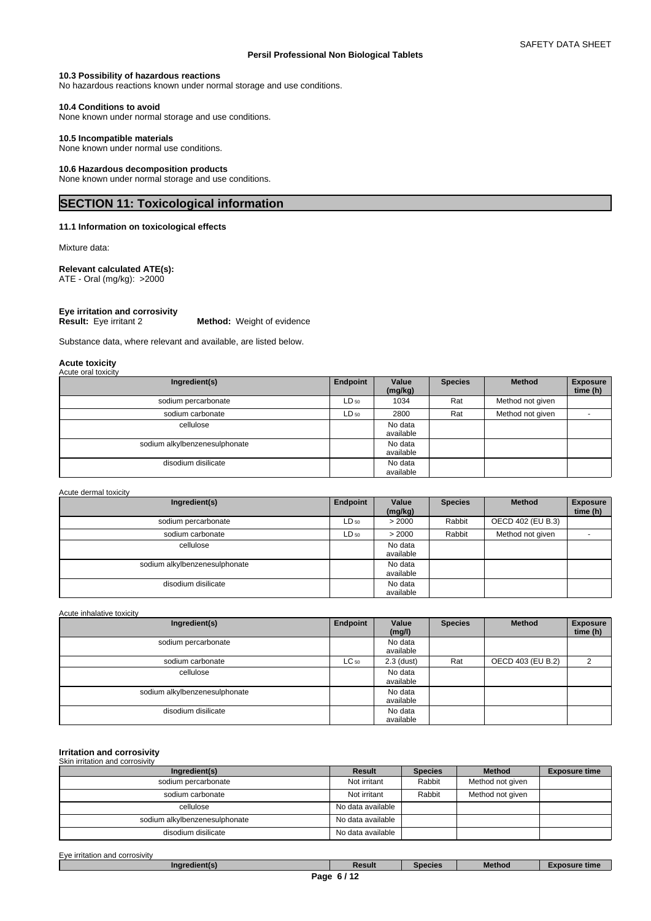### 10.3 Possibility of hazardous reactions

No hazardous reactions known under normal storage and use conditions.

### 10.4 Conditions to avoid

None known under normal storage and use conditions.

### 10.5 Incompatible materials

None known under normal use conditions.

### 10.6 Hazardous decomposition products

None known under normal storage and use conditions.

## SECTION 11: Toxicological information

### 11.1 Information on toxicological effects

Mixture data:

**Relevant calculated ATE(s):**
ATE - Oral (mg/kg): >2000

**Eye irritation and corrosivity**
**Result:** Eye irritant 2 **Method:** Weight of evidence

Substance data, where relevant and available, are listed below.

**Acute toxicity**
Acute oral toxicity

| Ingredient(s) | Endpoint | Value (mg/kg) | Species | Method | Exposure time (h) |
|---|---|---|---|---|---|
| sodium percarbonate | $LD_{50}$ | 1034 | Rat | Method not given | |
| sodium carbonate | $LD_{50}$ | 2800 | Rat | Method not given | - |
| cellulose | | No data available | | | |
| sodium alkylbenzenesulphonate | | No data available | | | |
| disodium disilicate | | No data available | | | |

Acute dermal toxicity

| Ingredient(s) | Endpoint | Value (mg/kg) | Species | Method | Exposure time (h) |
|---|---|---|---|---|---|
| sodium percarbonate | $LD_{50}$ | > 2000 | Rabbit | OECD 402 (EU B.3) | |
| sodium carbonate | $LD_{50}$ | > 2000 | Rabbit | Method not given | - |
| cellulose | | No data available | | | |
| sodium alkylbenzenesulphonate | | No data available | | | |
| disodium disilicate | | No data available | | | |

Acute inhalative toxicity

| Ingredient(s) | Endpoint | Value (mg/l) | Species | Method | Exposure time (h) |
|---|---|---|---|---|---|
| sodium percarbonate | | No data available | | | |
| sodium carbonate | $LC_{50}$ | 2.3 (dust) | Rat | OECD 403 (EU B.2) | 2 |
| cellulose | | No data available | | | |
| sodium alkylbenzenesulphonate | | No data available | | | |
| disodium disilicate | | No data available | | | |

**Irritation and corrosivity**
Skin irritation and corrosivity

| Ingredient(s) | Result | Species | Method | Exposure time |
|---|---|---|---|---|
| sodium percarbonate | Not irritant | Rabbit | Method not given | |
| sodium carbonate | Not irritant | Rabbit | Method not given | |
| cellulose | No data available | | | |
| sodium alkylbenzenesulphonate | No data available | | | |
| disodium disilicate | No data available | | | |

Eye irritation and corrosivity

| Ingredient(s) | Result | Species | Method | Exposure time |
|---|---|---|---|---|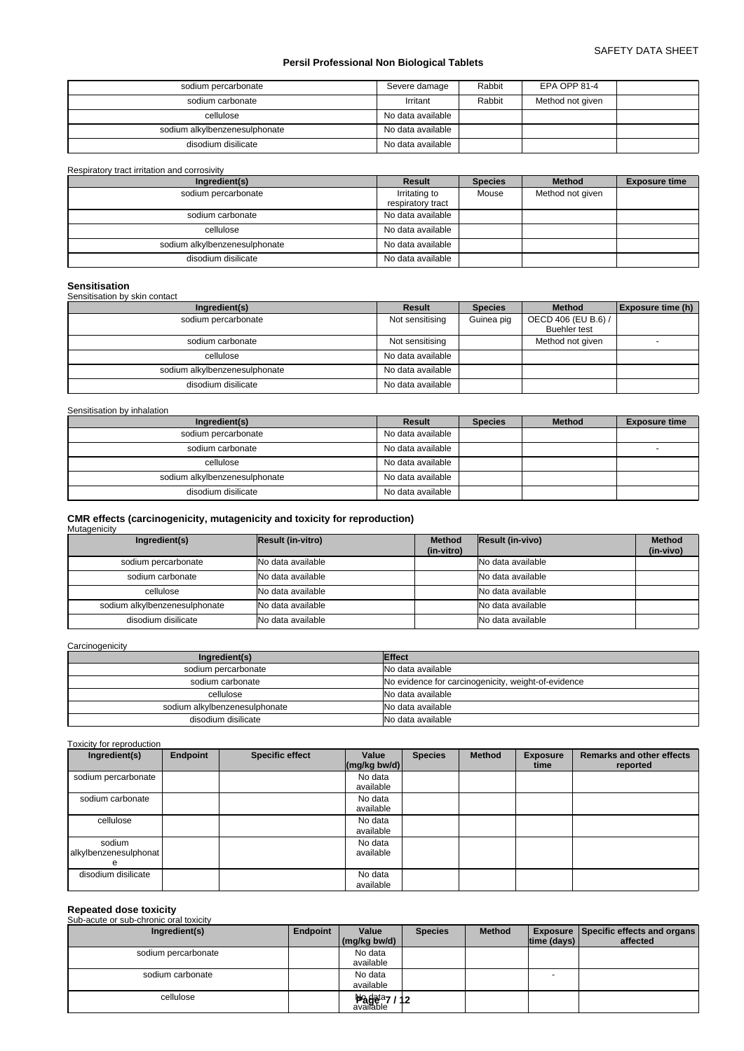| | | | | |
|---|---|---|---|---|
| sodium percarbonate | Severe damage | Rabbit | EPA OPP 81-4 | |
| sodium carbonate | Irritant | Rabbit | Method not given | |
| cellulose | No data available | | | |
| sodium alkylbenzenesulphonate | No data available | | | |
| disodium disilicate | No data available | | | |

Respiratory tract irritation and corrosivity

| Ingredient(s) | Result | Species | Method | Exposure time |
|---|---|---|---|---|
| sodium percarbonate | Irritating to respiratory tract | Mouse | Method not given | |
| sodium carbonate | No data available | | | |
| cellulose | No data available | | | |
| sodium alkylbenzenesulphonate | No data available | | | |
| disodium disilicate | No data available | | | |

**Sensitisation**

Sensitisation by skin contact

| Ingredient(s) | Result | Species | Method | Exposure time (h) |
|---|---|---|---|---|
| sodium percarbonate | Not sensitising | Guinea pig | OECD 406 (EU B.6) / Buehler test | |
| sodium carbonate | Not sensitising | | Method not given | - |
| cellulose | No data available | | | |
| sodium alkylbenzenesulphonate | No data available | | | |
| disodium disilicate | No data available | | | |

Sensitisation by inhalation

| Ingredient(s) | Result | Species | Method | Exposure time |
|---|---|---|---|---|
| sodium percarbonate | No data available | | | |
| sodium carbonate | No data available | | | - |
| cellulose | No data available | | | |
| sodium alkylbenzenesulphonate | No data available | | | |
| disodium disilicate | No data available | | | |

**CMR effects (carcinogenicity, mutagenicity and toxicity for reproduction)**

Mutagenicity

| Ingredient(s) | Result (in-vitro) | Method (in-vitro) | Result (in-vivo) | Method (in-vivo) |
|---|---|---|---|---|
| sodium percarbonate | No data available | | No data available | |
| sodium carbonate | No data available | | No data available | |
| cellulose | No data available | | No data available | |
| sodium alkylbenzenesulphonate | No data available | | No data available | |
| disodium disilicate | No data available | | No data available | |

Carcinogenicity

| Ingredient(s) | Effect |
|---|---|
| sodium percarbonate | No data available |
| sodium carbonate | No evidence for carcinogenicity, weight-of-evidence |
| cellulose | No data available |
| sodium alkylbenzenesulphonate | No data available |
| disodium disilicate | No data available |

Toxicity for reproduction

| Ingredient(s) | Endpoint | Specific effect | Value (mg/kg bw/d) | Species | Method | Exposure time | Remarks and other effects reported |
|---|---|---|---|---|---|---|---|
| sodium percarbonate | | | No data available | | | | |
| sodium carbonate | | | No data available | | | | |
| cellulose | | | No data available | | | | |
| sodium alkylbenzenesulphonate | | | No data available | | | | |
| disodium disilicate | | | No data available | | | | |

**Repeated dose toxicity**

Sub-acute or sub-chronic oral toxicity

| Ingredient(s) | Endpoint | Value (mg/kg bw/d) | Species | Method | Exposure time (days) | Specific effects and organs affected |
|---|---|---|---|---|---|---|
| sodium percarbonate | | No data available | | | | |
| sodium carbonate | | No data available | | | - | |
| cellulose | | No data available | | | | |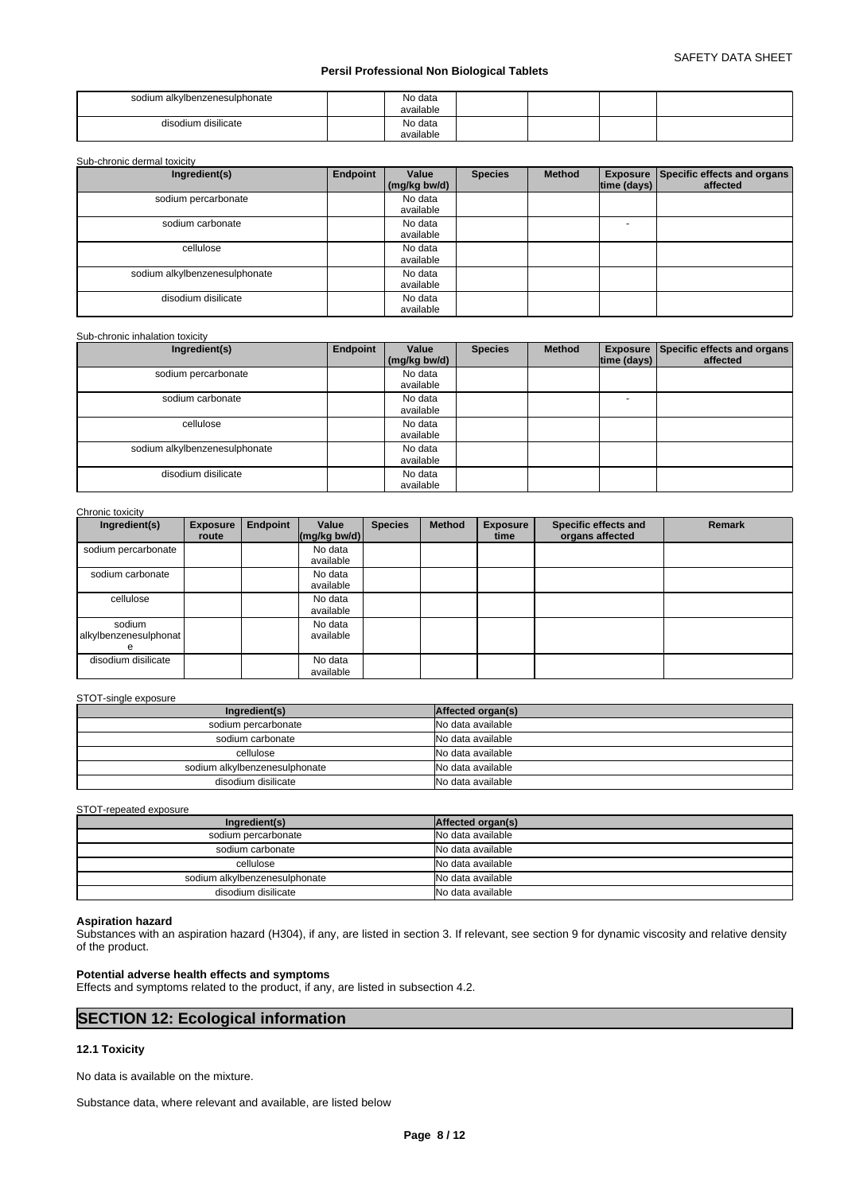| | | | | | | |
|---|---|---|---|---|---|---|
| sodium alkylbenzenesulphonate | | No data available | | | | |
| disodium disilicate | | No data available | | | | |

Sub-chronic dermal toxicity

| Ingredient(s) | Endpoint | Value (mg/kg bw/d) | Species | Method | Exposure time (days) | Specific effects and organs affected |
|---|---|---|---|---|---|---|
| sodium percarbonate | | No data available | | | | |
| sodium carbonate | | No data available | | | - | |
| cellulose | | No data available | | | | |
| sodium alkylbenzenesulphonate | | No data available | | | | |
| disodium disilicate | | No data available | | | | |

Sub-chronic inhalation toxicity

| Ingredient(s) | Endpoint | Value (mg/kg bw/d) | Species | Method | Exposure time (days) | Specific effects and organs affected |
|---|---|---|---|---|---|---|
| sodium percarbonate | | No data available | | | | |
| sodium carbonate | | No data available | | | - | |
| cellulose | | No data available | | | | |
| sodium alkylbenzenesulphonate | | No data available | | | | |
| disodium disilicate | | No data available | | | | |

Chronic toxicity

| Ingredient(s) | Exposure route | Endpoint | Value (mg/kg bw/d) | Species | Method | Exposure time | Specific effects and organs affected | Remark |
|---|---|---|---|---|---|---|---|---|
| sodium percarbonate | | | No data available | | | | | |
| sodium carbonate | | | No data available | | | | | |
| cellulose | | | No data available | | | | | |
| sodium alkylbenzenesulphonate | | | No data available | | | | | |
| disodium disilicate | | | No data available | | | | | |

STOT-single exposure

| Ingredient(s) | Affected organ(s) |
|---|---|
| sodium percarbonate | No data available |
| sodium carbonate | No data available |
| cellulose | No data available |
| sodium alkylbenzenesulphonate | No data available |
| disodium disilicate | No data available |

STOT-repeated exposure

| Ingredient(s) | Affected organ(s) |
|---|---|
| sodium percarbonate | No data available |
| sodium carbonate | No data available |
| cellulose | No data available |
| sodium alkylbenzenesulphonate | No data available |
| disodium disilicate | No data available |

**Aspiration hazard**
Substances with an aspiration hazard (H304), if any, are listed in section 3. If relevant, see section 9 for dynamic viscosity and relative density of the product.

**Potential adverse health effects and symptoms**
Effects and symptoms related to the product, if any, are listed in subsection 4.2.

## SECTION 12: Ecological information

### 12.1 Toxicity

No data is available on the mixture.

Substance data, where relevant and available, are listed below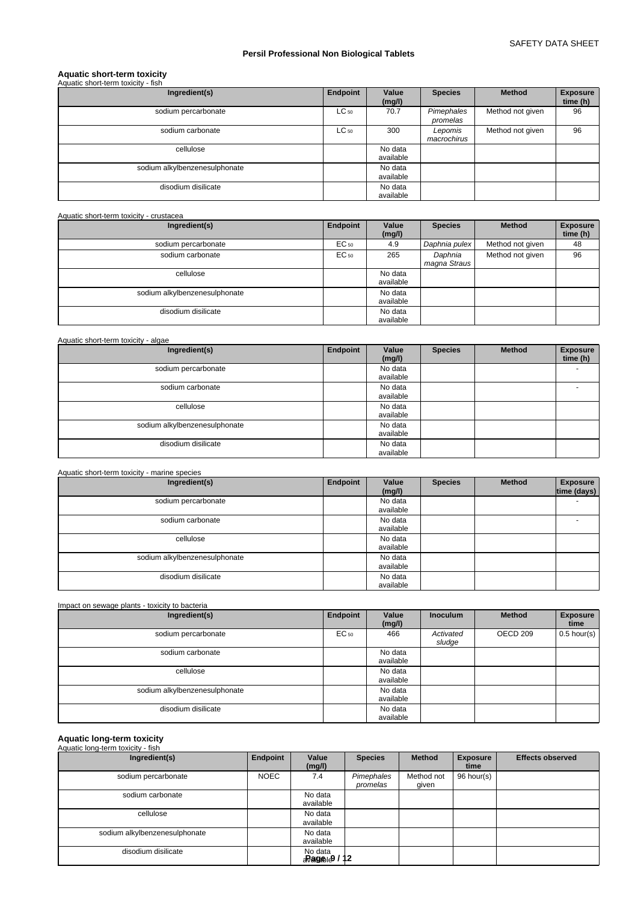**Aquatic short-term toxicity**

Aquatic short-term toxicity - fish

| Ingredient(s) | Endpoint | Value (mg/l) | Species | Method | Exposure time (h) |
|---|---|---|---|---|---|
| sodium percarbonate | $LC_{50}$ | 70.7 | *Pimephales promelas* | Method not given | 96 |
| sodium carbonate | $LC_{50}$ | 300 | *Lepomis macrochirus* | Method not given | 96 |
| cellulose | | No data available | | | |
| sodium alkylbenzenesulphonate | | No data available | | | |
| disodium disilicate | | No data available | | | |

Aquatic short-term toxicity - crustacea

| Ingredient(s) | Endpoint | Value (mg/l) | Species | Method | Exposure time (h) |
|---|---|---|---|---|---|
| sodium percarbonate | $EC_{50}$ | 4.9 | *Daphnia pulex* | Method not given | 48 |
| sodium carbonate | $EC_{50}$ | 265 | *Daphnia magna Straus* | Method not given | 96 |
| cellulose | | No data available | | | |
| sodium alkylbenzenesulphonate | | No data available | | | |
| disodium disilicate | | No data available | | | |

Aquatic short-term toxicity - algae

| Ingredient(s) | Endpoint | Value (mg/l) | Species | Method | Exposure time (h) |
|---|---|---|---|---|---|
| sodium percarbonate | | No data available | | | - |
| sodium carbonate | | No data available | | | - |
| cellulose | | No data available | | | |
| sodium alkylbenzenesulphonate | | No data available | | | |
| disodium disilicate | | No data available | | | |

Aquatic short-term toxicity - marine species

| Ingredient(s) | Endpoint | Value (mg/l) | Species | Method | Exposure time (days) |
|---|---|---|---|---|---|
| sodium percarbonate | | No data available | | | - |
| sodium carbonate | | No data available | | | - |
| cellulose | | No data available | | | |
| sodium alkylbenzenesulphonate | | No data available | | | |
| disodium disilicate | | No data available | | | |

Impact on sewage plants - toxicity to bacteria

| Ingredient(s) | Endpoint | Value (mg/l) | Inoculum | Method | Exposure time |
|---|---|---|---|---|---|
| sodium percarbonate | $EC_{50}$ | 466 | *Activated sludge* | OECD 209 | 0.5 hour(s) |
| sodium carbonate | | No data available | | | |
| cellulose | | No data available | | | |
| sodium alkylbenzenesulphonate | | No data available | | | |
| disodium disilicate | | No data available | | | |

**Aquatic long-term toxicity**

Aquatic long-term toxicity - fish

| Ingredient(s) | Endpoint | Value (mg/l) | Species | Method | Exposure time | Effects observed |
|---|---|---|---|---|---|---|
| sodium percarbonate | NOEC | 7.4 | *Pimephales promelas* | Method not given | 96 hour(s) | |
| sodium carbonate | | No data available | | | | |
| cellulose | | No data available | | | | |
| sodium alkylbenzenesulphonate | | No data available | | | | |
| disodium disilicate | | No data available | | | | |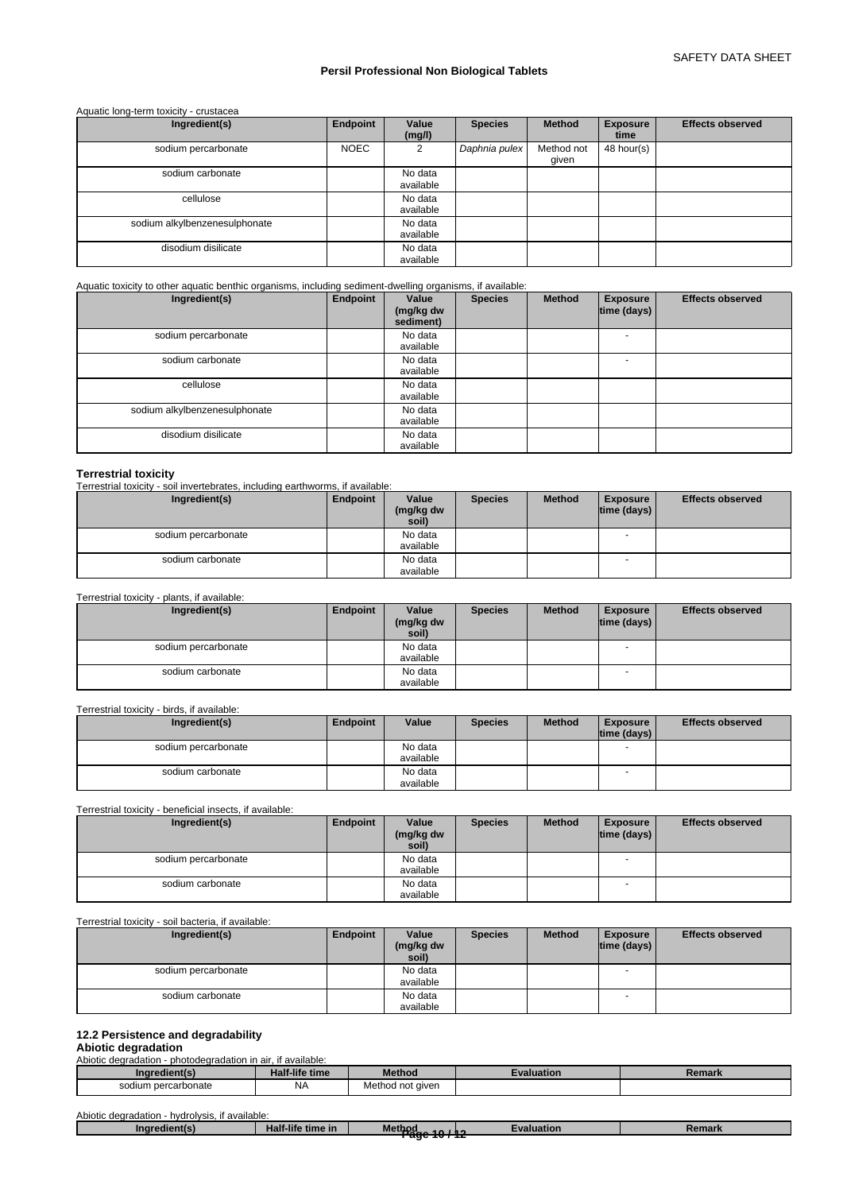Aquatic long-term toxicity - crustacea

| Ingredient(s) | Endpoint | Value (mg/l) | Species | Method | Exposure time | Effects observed |
| --- | --- | --- | --- | --- | --- | --- |
| sodium percarbonate | NOEC | 2 | *Daphnia pulex* | Method not given | 48 hour(s) | |
| sodium carbonate | | No data available | | | | |
| cellulose | | No data available | | | | |
| sodium alkylbenzenesulphonate | | No data available | | | | |
| disodium disilicate | | No data available | | | | |

Aquatic toxicity to other aquatic benthic organisms, including sediment-dwelling organisms, if available:

| Ingredient(s) | Endpoint | Value (mg/kg dw sediment) | Species | Method | Exposure time (days) | Effects observed |
| --- | --- | --- | --- | --- | --- | --- |
| sodium percarbonate | | No data available | | | - | |
| sodium carbonate | | No data available | | | - | |
| cellulose | | No data available | | | | |
| sodium alkylbenzenesulphonate | | No data available | | | | |
| disodium disilicate | | No data available | | | | |

**Terrestrial toxicity**

Terrestrial toxicity - soil invertebrates, including earthworms, if available:

| Ingredient(s) | Endpoint | Value (mg/kg dw soil) | Species | Method | Exposure time (days) | Effects observed |
| --- | --- | --- | --- | --- | --- | --- |
| sodium percarbonate | | No data available | | | - | |
| sodium carbonate | | No data available | | | - | |

Terrestrial toxicity - plants, if available:

| Ingredient(s) | Endpoint | Value (mg/kg dw soil) | Species | Method | Exposure time (days) | Effects observed |
| --- | --- | --- | --- | --- | --- | --- |
| sodium percarbonate | | No data available | | | - | |
| sodium carbonate | | No data available | | | - | |

Terrestrial toxicity - birds, if available:

| Ingredient(s) | Endpoint | Value | Species | Method | Exposure time (days) | Effects observed |
| --- | --- | --- | --- | --- | --- | --- |
| sodium percarbonate | | No data available | | | - | |
| sodium carbonate | | No data available | | | - | |

Terrestrial toxicity - beneficial insects, if available:

| Ingredient(s) | Endpoint | Value (mg/kg dw soil) | Species | Method | Exposure time (days) | Effects observed |
| --- | --- | --- | --- | --- | --- | --- |
| sodium percarbonate | | No data available | | | - | |
| sodium carbonate | | No data available | | | - | |

Terrestrial toxicity - soil bacteria, if available:

| Ingredient(s) | Endpoint | Value (mg/kg dw soil) | Species | Method | Exposure time (days) | Effects observed |
| --- | --- | --- | --- | --- | --- | --- |
| sodium percarbonate | | No data available | | | - | |
| sodium carbonate | | No data available | | | - | |

### 12.2 Persistence and degradability

**Abiotic degradation**

Abiotic degradation - photodegradation in air, if available:

| Ingredient(s) | Half-life time | Method | Evaluation | Remark |
| --- | --- | --- | --- | --- |
| sodium percarbonate | NA | Method not given | | |

Abiotic degradation - hydrolysis, if available:

| Ingredient(s) | Half-life time in | Method | Evaluation | Remark |
| --- | --- | --- | --- | --- |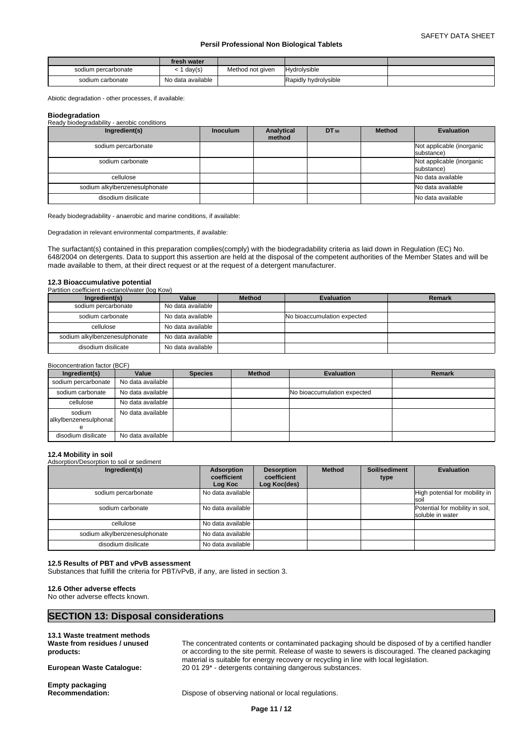| | fresh water | | | |
|---|---|---|---|---|
| sodium percarbonate | < 1 day(s) | Method not given | Hydrolysible | |
| sodium carbonate | No data available | | Rapidly hydrolysible | |

Abiotic degradation - other processes, if available:

**Biodegradation**

Ready biodegradability - aerobic conditions

| Ingredient(s) | Inoculum | Analytical method | $DT_{50}$ | Method | Evaluation |
|---|---|---|---|---|---|
| sodium percarbonate | | | | | Not applicable (inorganic substance) |
| sodium carbonate | | | | | Not applicable (inorganic substance) |
| cellulose | | | | | No data available |
| sodium alkylbenzenesulphonate | | | | | No data available |
| disodium disilicate | | | | | No data available |

Ready biodegradability - anaerobic and marine conditions, if available:

Degradation in relevant environmental compartments, if available:

The surfactant(s) contained in this preparation complies(comply) with the biodegradability criteria as laid down in Regulation (EC) No. 648/2004 on detergents. Data to support this assertion are held at the disposal of the competent authorities of the Member States and will be made available to them, at their direct request or at the request of a detergent manufacturer.

### 12.3 Bioaccumulative potential

Partition coefficient n-octanol/water (log Kow)

| Ingredient(s) | Value | Method | Evaluation | Remark |
|---|---|---|---|---|
| sodium percarbonate | No data available | | | |
| sodium carbonate | No data available | | No bioaccumulation expected | |
| cellulose | No data available | | | |
| sodium alkylbenzenesulphonate | No data available | | | |
| disodium disilicate | No data available | | | |

Bioconcentration factor (BCF)

| Ingredient(s) | Value | Species | Method | Evaluation | Remark |
|---|---|---|---|---|---|
| sodium percarbonate | No data available | | | | |
| sodium carbonate | No data available | | | No bioaccumulation expected | |
| cellulose | No data available | | | | |
| sodium alkylbenzenesulphonate | No data available | | | | |
| disodium disilicate | No data available | | | | |

### 12.4 Mobility in soil

Adsorption/Desorption to soil or sediment

| Ingredient(s) | Adsorption coefficient Log Koc | Desorption coefficient Log Koc(des) | Method | Soil/sediment type | Evaluation |
|---|---|---|---|---|---|
| sodium percarbonate | No data available | | | | High potential for mobility in soil |
| sodium carbonate | No data available | | | | Potential for mobility in soil, soluble in water |
| cellulose | No data available | | | | |
| sodium alkylbenzenesulphonate | No data available | | | | |
| disodium disilicate | No data available | | | | |

### 12.5 Results of PBT and vPvB assessment

Substances that fulfill the criteria for PBT/vPvB, if any, are listed in section 3.

### 12.6 Other adverse effects

No other adverse effects known.

## SECTION 13: Disposal considerations

### 13.1 Waste treatment methods

**Waste from residues / unused products:** The concentrated contents or contaminated packaging should be disposed of by a certified handler or according to the site permit. Release of waste to sewers is discouraged. The cleaned packaging material is suitable for energy recovery or recycling in line with local legislation.

**European Waste Catalogue:** 20 01 29* - detergents containing dangerous substances.

**Empty packaging**

**Recommendation:** Dispose of observing national or local regulations.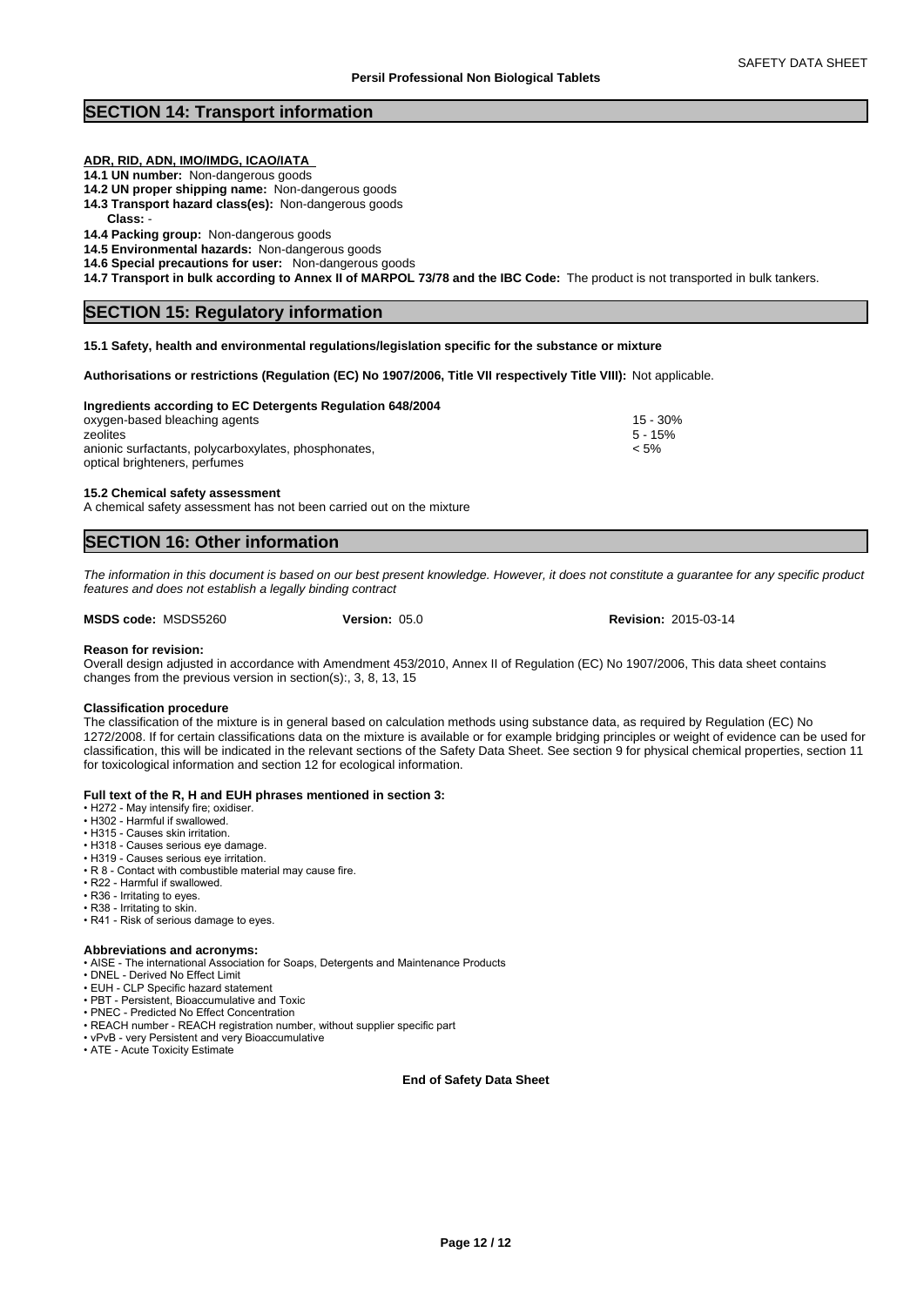## SECTION 14: Transport information

**ADR, RID, ADN, IMO/IMDG, ICAO/IATA**

**14.1 UN number:** Non-dangerous goods
**14.2 UN proper shipping name:** Non-dangerous goods
**14.3 Transport hazard class(es):** Non-dangerous goods
**Class:** -
**14.4 Packing group:** Non-dangerous goods
**14.5 Environmental hazards:** Non-dangerous goods
**14.6 Special precautions for user:** Non-dangerous goods
**14.7 Transport in bulk according to Annex II of MARPOL 73/78 and the IBC Code:** The product is not transported in bulk tankers.

## SECTION 15: Regulatory information

**15.1 Safety, health and environmental regulations/legislation specific for the substance or mixture**

**Authorisations or restrictions (Regulation (EC) No 1907/2006, Title VII respectively Title VIII):** Not applicable.

**Ingredients according to EC Detergents Regulation 648/2004**

| | |
|---|---|
| oxygen-based bleaching agents | 15 - 30% |
| zeolites | 5 - 15% |
| anionic surfactants, polycarboxylates, phosphonates, optical brighteners, perfumes | < 5% |

**15.2 Chemical safety assessment**
A chemical safety assessment has not been carried out on the mixture

## SECTION 16: Other information

*The information in this document is based on our best present knowledge. However, it does not constitute a guarantee for any specific product features and does not establish a legally binding contract*

**MSDS code:** MSDS5260 **Version:** 05.0 **Revision:** 2015-03-14

**Reason for revision:**
Overall design adjusted in accordance with Amendment 453/2010, Annex II of Regulation (EC) No 1907/2006, This data sheet contains changes from the previous version in section(s):, 3, 8, 13, 15

**Classification procedure**
The classification of the mixture is in general based on calculation methods using substance data, as required by Regulation (EC) No 1272/2008. If for certain classifications data on the mixture is available or for example bridging principles or weight of evidence can be used for classification, this will be indicated in the relevant sections of the Safety Data Sheet. See section 9 for physical chemical properties, section 11 for toxicological information and section 12 for ecological information.

**Full text of the R, H and EUH phrases mentioned in section 3:**
- H272 - May intensify fire; oxidiser.
- H302 - Harmful if swallowed.
- H315 - Causes skin irritation.
- H318 - Causes serious eye damage.
- H319 - Causes serious eye irritation.
- R 8 - Contact with combustible material may cause fire.
- R22 - Harmful if swallowed.
- R36 - Irritating to eyes.
- R38 - Irritating to skin.
- R41 - Risk of serious damage to eyes.

**Abbreviations and acronyms:**
- AISE - The international Association for Soaps, Detergents and Maintenance Products
- DNEL - Derived No Effect Limit
- EUH - CLP Specific hazard statement
- PBT - Persistent, Bioaccumulative and Toxic
- PNEC - Predicted No Effect Concentration
- REACH number - REACH registration number, without supplier specific part
- vPvB - very Persistent and very Bioaccumulative
- ATE - Acute Toxicity Estimate

**End of Safety Data Sheet**